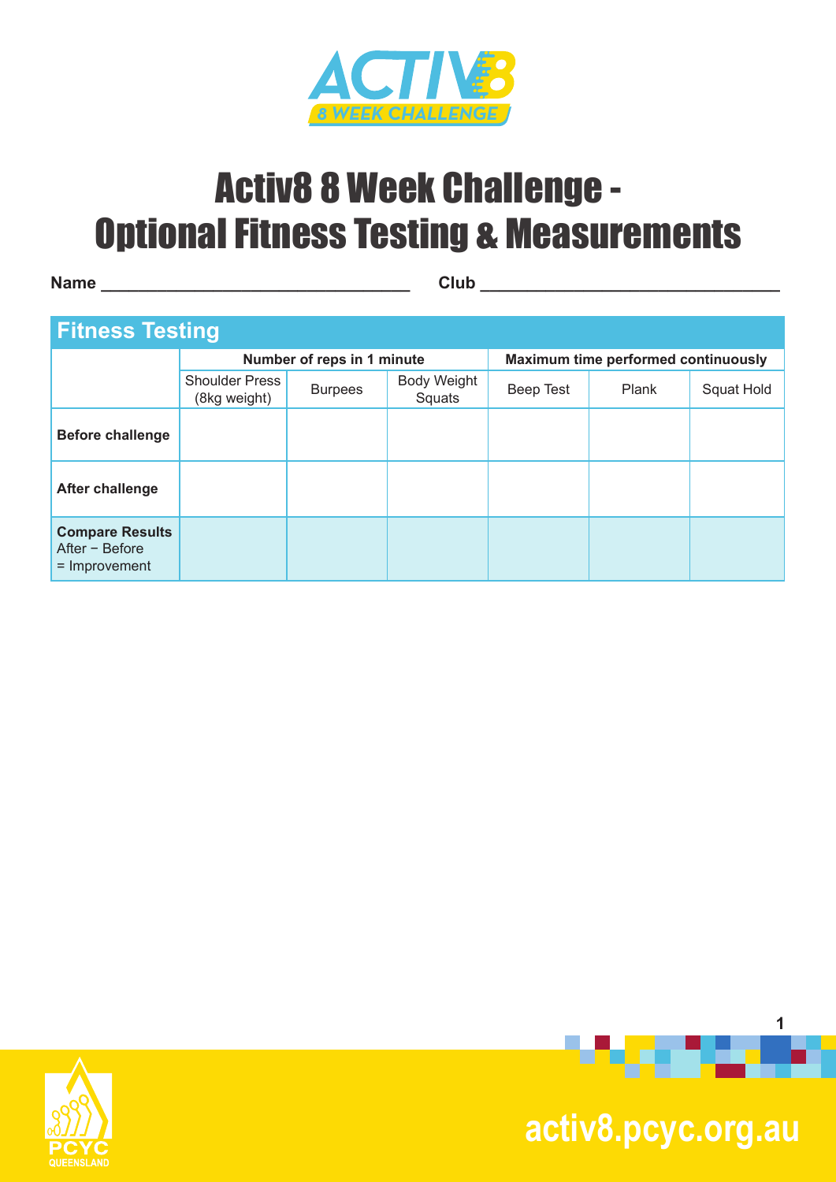# Activ8 8 Week Challenge - Optional Fitness Testing & Measurements

**Name** ________________________________ **Club** ________________________________

## Fitness Testing

| | Number of reps in 1 minute | | | Maximum time performed continuously | | |
|---|---|---|---|---|---|---|
| | Shoulder Press (8kg weight) | Burpees | Body Weight Squats | Beep Test | Plank | Squat Hold |
| **Before challenge** | | | | | | |
| **After challenge** | | | | | | |
| **Compare Results** After − Before = Improvement | | | | | | |

activ8.pcyc.org.au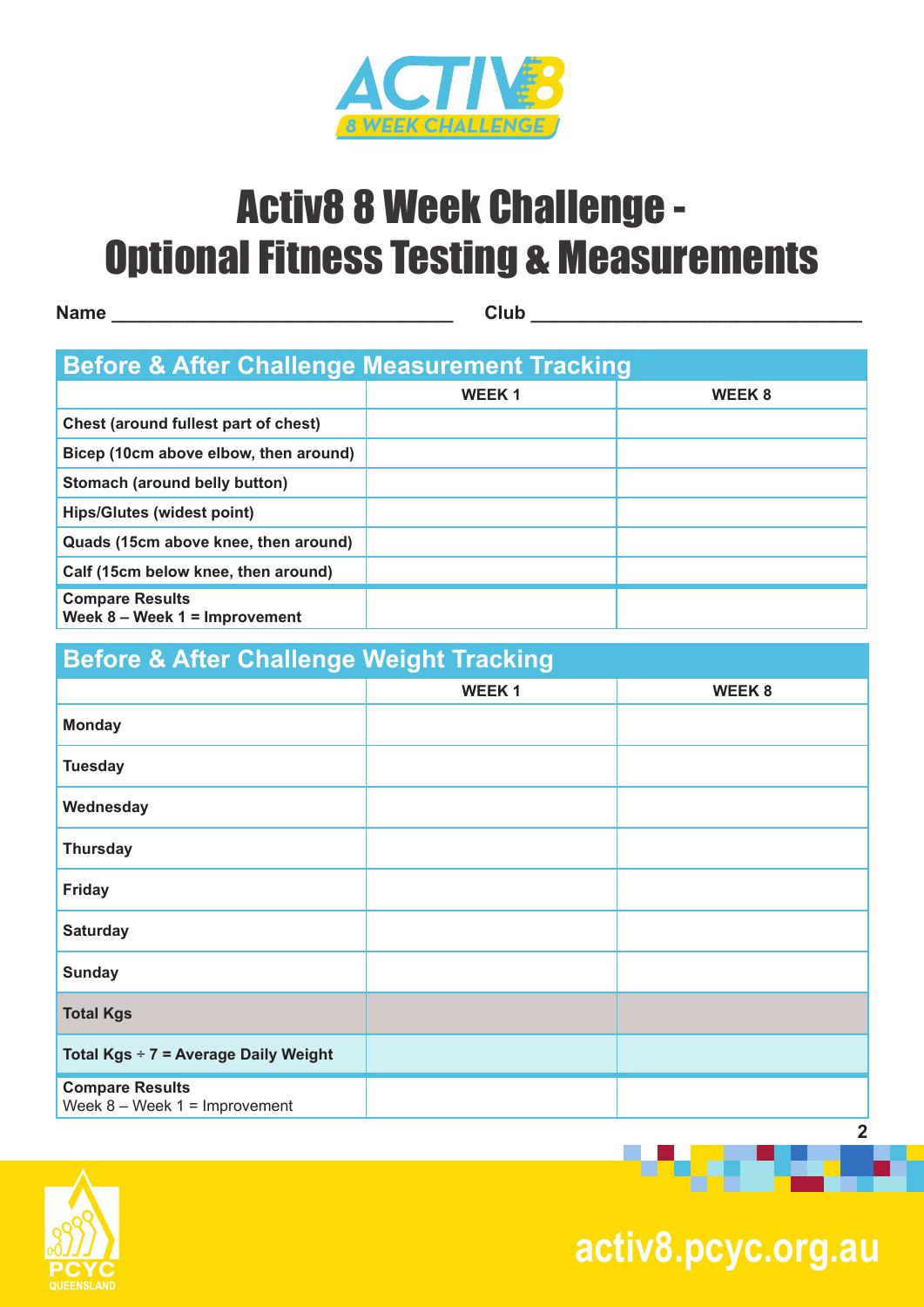# Activ8 8 Week Challenge - Optional Fitness Testing & Measurements

**Name** ________________________________ **Club** ________________________________

## Before & After Challenge Measurement Tracking

| | WEEK 1 | WEEK 8 |
|---|---|---|
| **Chest (around fullest part of chest)** | | |
| **Bicep (10cm above elbow, then around)** | | |
| **Stomach (around belly button)** | | |
| **Hips/Glutes (widest point)** | | |
| **Quads (15cm above knee, then around)** | | |
| **Calf (15cm below knee, then around)** | | |
| **Compare Results**<br>**Week 8 – Week 1 = Improvement** | | |

## Before & After Challenge Weight Tracking

| | WEEK 1 | WEEK 8 |
|---|---|---|
| **Monday** | | |
| **Tuesday** | | |
| **Wednesday** | | |
| **Thursday** | | |
| **Friday** | | |
| **Saturday** | | |
| **Sunday** | | |
| **Total Kgs** | | |
| **Total Kgs ÷ 7 = Average Daily Weight** | | |
| **Compare Results**<br>Week 8 – Week 1 = Improvement | | |

activ8.pcyc.org.au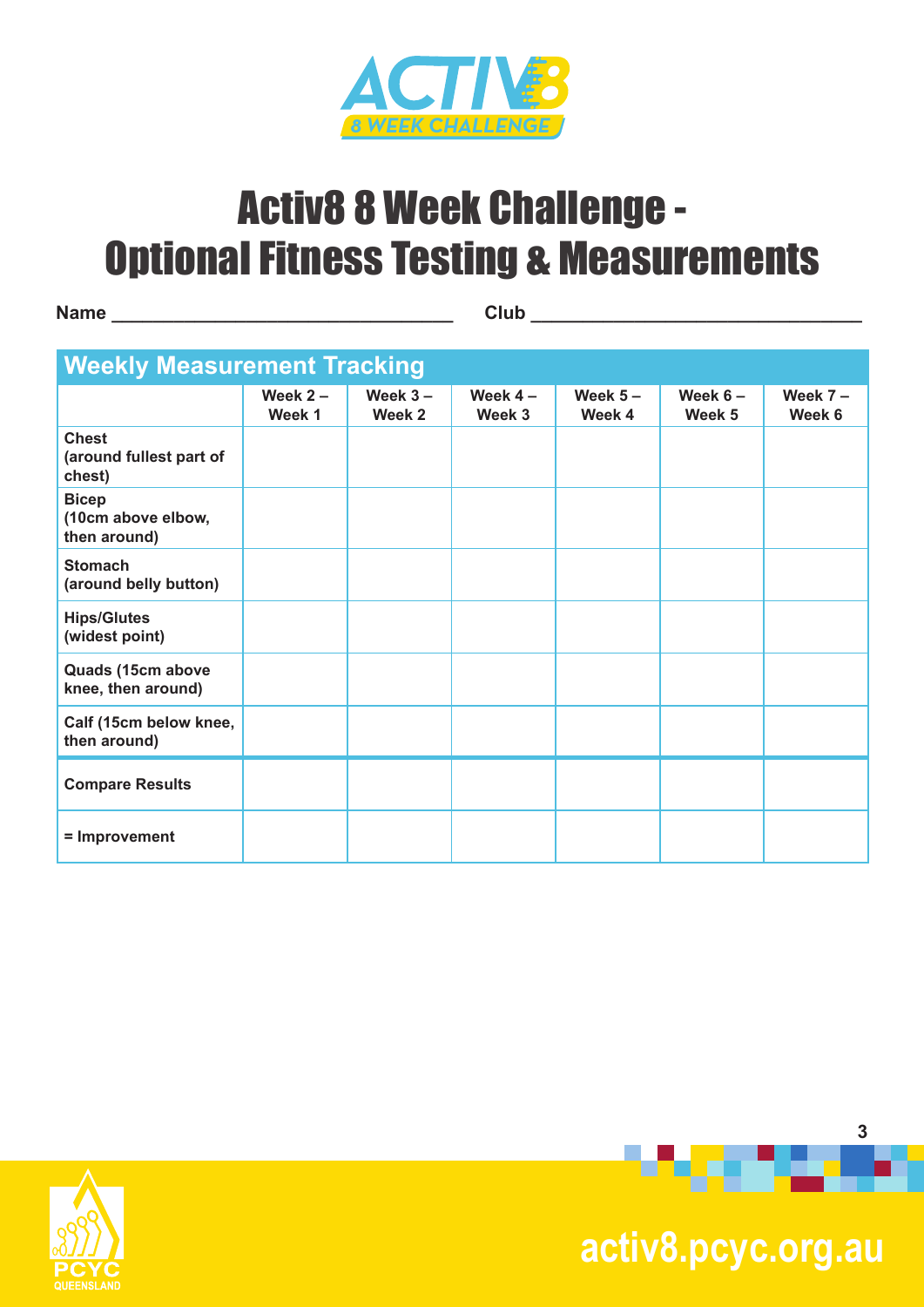ACTIV8

8 WEEK CHALLENGE

# Activ8 8 Week Challenge - Optional Fitness Testing & Measurements

**Name** ________________________________ **Club** ______________________________

## Weekly Measurement Tracking

| | Week 2 – Week 1 | Week 3 – Week 2 | Week 4 – Week 3 | Week 5 – Week 4 | Week 6 – Week 5 | Week 7 – Week 6 |
|---|---|---|---|---|---|---|
| **Chest (around fullest part of chest)** | | | | | | |
| **Bicep (10cm above elbow, then around)** | | | | | | |
| **Stomach (around belly button)** | | | | | | |
| **Hips/Glutes (widest point)** | | | | | | |
| **Quads (15cm above knee, then around)** | | | | | | |
| **Calf (15cm below knee, then around)** | | | | | | |
| **Compare Results** | | | | | | |
| **= Improvement** | | | | | | |

PCYC QUEENSLAND

activ8.pcyc.org.au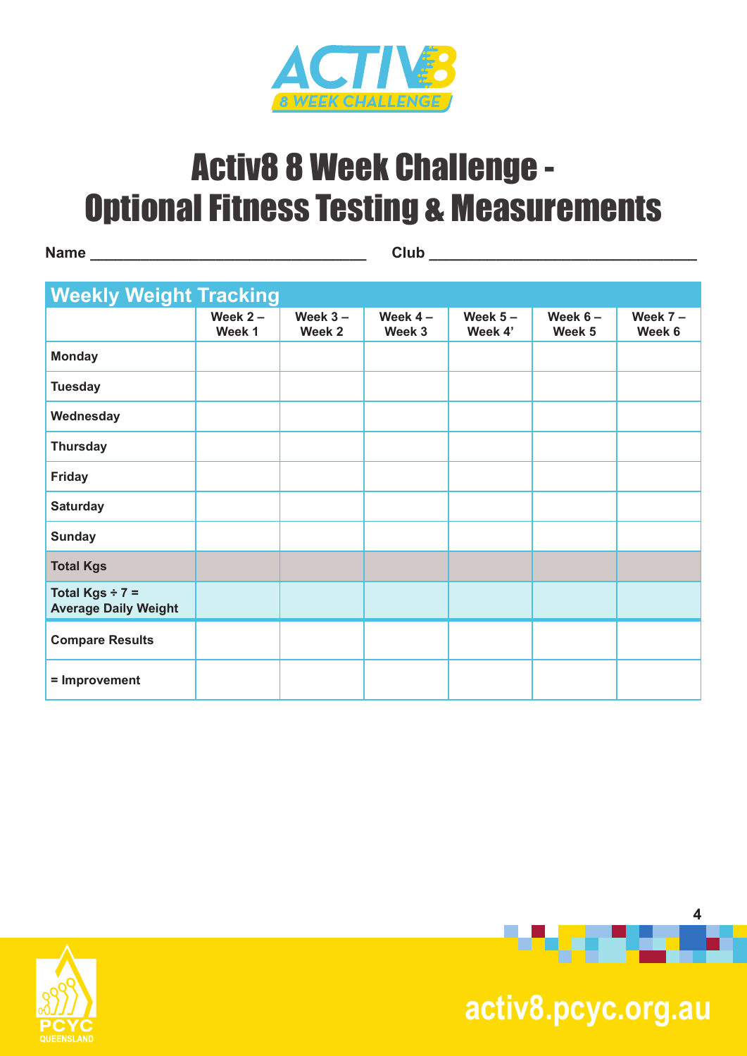# Activ8 8 Week Challenge - Optional Fitness Testing & Measurements

**Name** ______________________________ **Club** ______________________________

## Weekly Weight Tracking

| | Week 2 – Week 1 | Week 3 – Week 2 | Week 4 – Week 3 | Week 5 – Week 4’ | Week 6 – Week 5 | Week 7 – Week 6 |
|---|---|---|---|---|---|---|
| **Monday** | | | | | | |
| **Tuesday** | | | | | | |
| **Wednesday** | | | | | | |
| **Thursday** | | | | | | |
| **Friday** | | | | | | |
| **Saturday** | | | | | | |
| **Sunday** | | | | | | |
| **Total Kgs** | | | | | | |
| **Total Kgs ÷ 7 = Average Daily Weight** | | | | | | |
| **Compare Results** | | | | | | |
| **= Improvement** | | | | | | |

activ8.pcyc.org.au